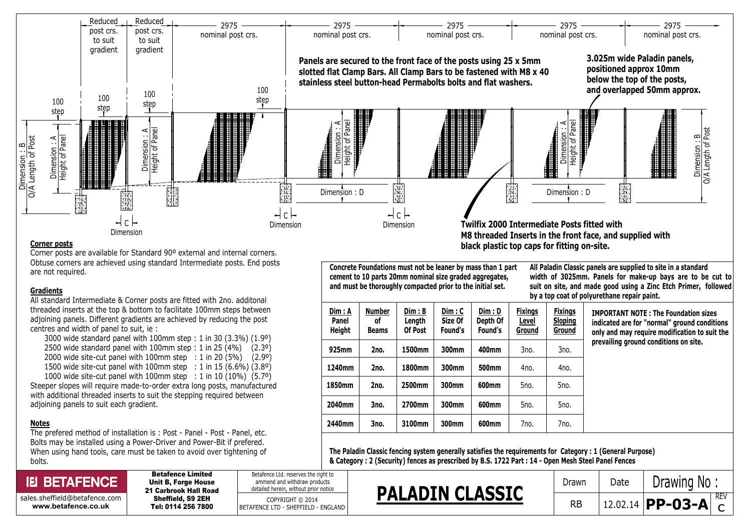Reduced post crs. to suit gradient | Reduced post crs. to suit gradient | 2975 nominal post crs. | 2975 nominal post crs. | 2975 nominal post crs. | 2975 nominal post crs. | 2975 nominal post crs.

100 step | 100 step | 100 step | 100 step

Dimension : B O/A Length of Post | Dimension : A Height of Panel | Dimension : C | Dimension : D

**Panels are secured to the front face of the posts using 25 x 5mm slotted flat Clamp Bars. All Clamp Bars to be fastened with M8 x 40 stainless steel button-head Permabolts bolts and flat washers.**

**3.025m wide Paladin panels, positioned approx 10mm below the top of the posts, and overlapped 50mm approx.**

**Twilfix 2000 Intermediate Posts fitted with M8 threaded Inserts in the front face, and supplied with black plastic top caps for fitting on-site.**

## Corner posts

Corner posts are available for Standard 90º external and internal corners. Obtuse corners are achieved using standard Intermediate posts. End posts are not required.

## Gradients

All standard Intermediate & Corner posts are fitted with 2no. additonal threaded inserts at the top & bottom to facilitate 100mm steps between adjoining panels. Different gradients are achieved by reducing the post centres and width of panel to suit, ie :

- 3000 wide standard panel with 100mm step : 1 in 30 (3.3%) (1.9º)
- 2500 wide standard panel with 100mm step : 1 in 25 (4%) (2.3º)
- 2000 wide site-cut panel with 100mm step : 1 in 20 (5%) (2.9º)
- 1500 wide site-cut panel with 100mm step : 1 in 15 (6.6%) (3.8º)
- 1000 wide site-cut panel with 100mm step : 1 in 10 (10%) (5.7º)

Steeper slopes will require made-to-order extra long posts, manufactured with additional threaded inserts to suit the stepping required between adjoining panels to suit each gradient.

## Notes

The prefered method of installation is : Post - Panel - Post - Panel, etc. Bolts may be installed using a Power-Driver and Power-Bit if prefered. When using hand tools, care must be taken to avoid over tightening of bolts.

**Concrete Foundations must not be leaner by mass than 1 part cement to 10 parts 20mm nominal size graded aggregates, and must be thoroughly compacted prior to the initial set.**

**All Paladin Classic panels are supplied to site in a standard width of 3025mm. Panels for make-up bays are to be cut to suit on site, and made good using a Zinc Etch Primer, followed by a top coat of polyurethane repair paint.**

| Dim : A Panel Height | Number of Beams | Dim : B Length Of Post | Dim : C Size Of Found's | Dim : D Depth Of Found's | Fixings Level Ground | Fixings Sloping Ground |
|---|---|---|---|---|---|---|
| 925mm | 2no. | 1500mm | 300mm | 400mm | 3no. | 3no. |
| 1240mm | 2no. | 1800mm | 300mm | 500mm | 4no. | 4no. |
| 1850mm | 2no. | 2500mm | 300mm | 600mm | 5no. | 5no. |
| 2040mm | 3no. | 2700mm | 300mm | 600mm | 5no. | 5no. |
| 2440mm | 3no. | 3100mm | 300mm | 600mm | 7no. | 7no. |

**IMPORTANT NOTE : The Foundation sizes indicated are for "normal" ground conditions only and may require modification to suit the prevailing ground conditions on site.**

**The Paladin Classic fencing system generally satisfies the requirements for Category : 1 (General Purpose) & Category : 2 (Security) fences as prescribed by B.S. 1722 Part : 14 - Open Mesh Steel Panel Fences**

**BETAFENCE**
sales.sheffield@betafence.com
www.betafence.co.uk

**Betafence Limited**
**Unit B, Forge House**
**21 Carbrook Hall Road**
**Sheffield, S9 2EH**
**Tel: 0114 256 7800**

Betafence Ltd. reserves the right to ammend and withdraw products detailed herein, without prior notice

COPYRIGHT © 2014
BETAFENCE LTD - SHEFFIELD - ENGLAND

# PALADIN CLASSIC

| Drawn | Date | Drawing No : | REV |
|---|---|---|---|
| RB | 12.02.14 | PP-03-A | C |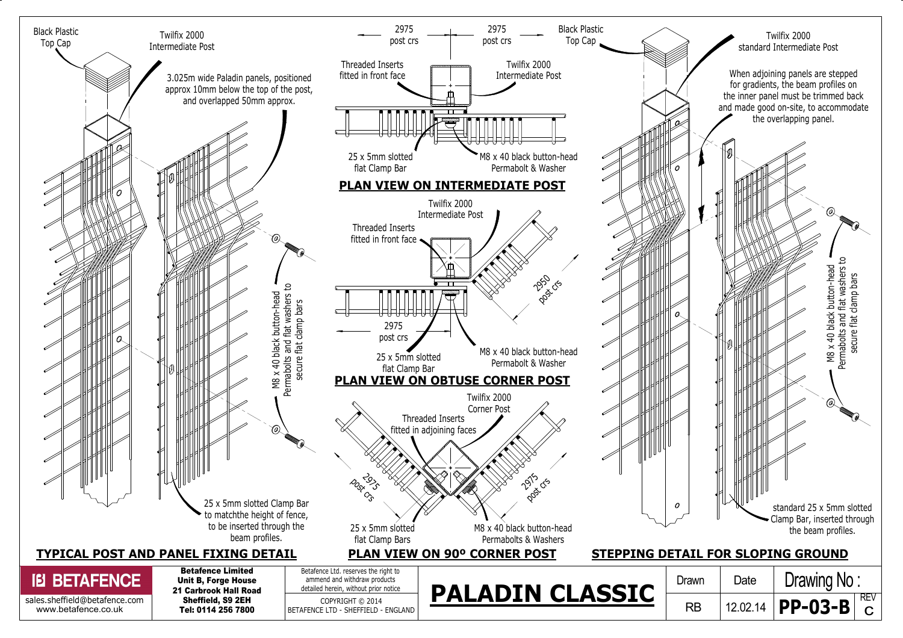## TYPICAL POST AND PANEL FIXING DETAIL

Black Plastic Top Cap

Twilfix 2000 Intermediate Post

3.025m wide Paladin panels, positioned approx 10mm below the top of the post, and overlapped 50mm approx.

M8 x 40 black button-head Permabolts and flat washers to secure flat clamp bars

25 x 5mm slotted Clamp Bar to matchthe height of fence, to be inserted through the beam profiles.

## PLAN VIEW ON INTERMEDIATE POST

2975 post crs

2975 post crs

Threaded Inserts fitted in front face

Twilfix 2000 Intermediate Post

25 x 5mm slotted flat Clamp Bar

M8 x 40 black button-head Permabolt & Washer

## PLAN VIEW ON OBTUSE CORNER POST

Twilfix 2000 Intermediate Post

Threaded Inserts fitted in front face

2950 post crs

2975 post crs

25 x 5mm slotted flat Clamp Bar

M8 x 40 black button-head Permabolt & Washer

## PLAN VIEW ON 90º CORNER POST

Twilfix 2000 Corner Post

Threaded Inserts fitted in adjoining faces

2975 post crs

2975 post crs

25 x 5mm slotted flat Clamp Bars

M8 x 40 black button-head Permabolts & Washers

## STEPPING DETAIL FOR SLOPING GROUND

Black Plastic Top Cap

Twilfix 2000 standard Intermediate Post

When adjoining panels are stepped for gradients, the beam profiles on the inner panel must be trimmed back and made good on-site, to accommodate the overlapping panel.

M8 x 40 black button-head Permabolts and flat washers to secure flat clamp bars

standard 25 x 5mm slotted Clamp Bar, inserted through the beam profiles.

| | | | | | | |
|---|---|---|---|---|---|---|
| BETAFENCE<br>sales.sheffield@betafence.com<br>www.betafence.co.uk | **Betafence Limited**<br>**Unit B, Forge House**<br>**21 Carbrook Hall Road**<br>**Sheffield, S9 2EH**<br>**Tel: 0114 256 7800** | Betafence Ltd. reserves the right to ammend and withdraw products detailed herein, without prior notice<br>COPYRIGHT © 2014<br>BETAFENCE LTD - SHEFFIELD - ENGLAND | **PALADIN CLASSIC** | Drawn: RB | Date: 12.02.14 | Drawing No: **PP-03-B** REV C |